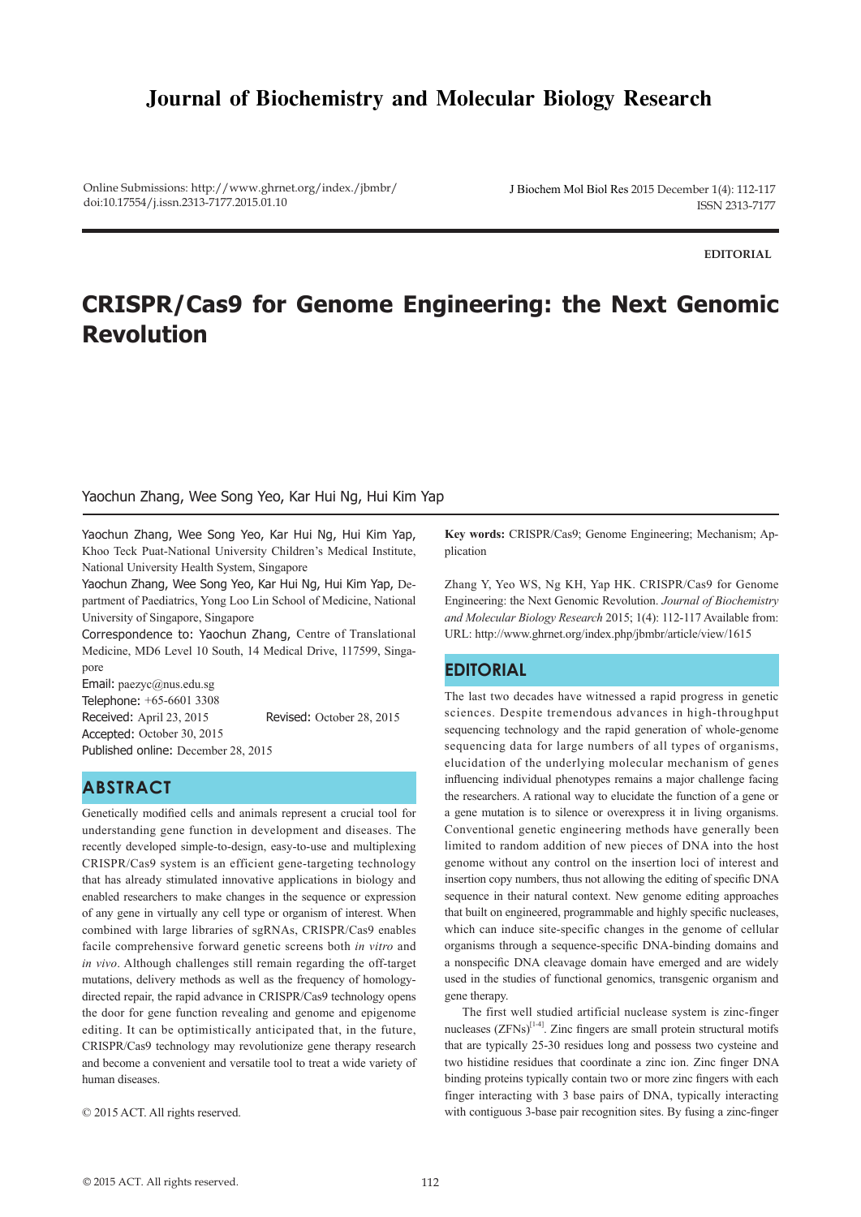# Journal of Biochemistry and Molecular Biology Research

Online Submissions: http://www.ghrnet.org/index./jbmbr/
doi:10.17554/j.issn.2313-7177.2015.01.10

J Biochem Mol Biol Res 2015 December 1(4): 112-117
ISSN 2313-7177

**EDITORIAL**

# CRISPR/Cas9 for Genome Engineering: the Next Genomic Revolution

Yaochun Zhang, Wee Song Yeo, Kar Hui Ng, Hui Kim Yap

Yaochun Zhang, Wee Song Yeo, Kar Hui Ng, Hui Kim Yap, Khoo Teck Puat-National University Children's Medical Institute, National University Health System, Singapore
Yaochun Zhang, Wee Song Yeo, Kar Hui Ng, Hui Kim Yap, Department of Paediatrics, Yong Loo Lin School of Medicine, National University of Singapore, Singapore
Correspondence to: Yaochun Zhang, Centre of Translational Medicine, MD6 Level 10 South, 14 Medical Drive, 117599, Singapore
Email: paezyc@nus.edu.sg
Telephone: +65-6601 3308
Received: April 23, 2015 Revised: October 28, 2015
Accepted: October 30, 2015
Published online: December 28, 2015

## ABSTRACT

Genetically modified cells and animals represent a crucial tool for understanding gene function in development and diseases. The recently developed simple-to-design, easy-to-use and multiplexing CRISPR/Cas9 system is an efficient gene-targeting technology that has already stimulated innovative applications in biology and enabled researchers to make changes in the sequence or expression of any gene in virtually any cell type or organism of interest. When combined with large libraries of sgRNAs, CRISPR/Cas9 enables facile comprehensive forward genetic screens both *in vitro* and *in vivo*. Although challenges still remain regarding the off-target mutations, delivery methods as well as the frequency of homology-directed repair, the rapid advance in CRISPR/Cas9 technology opens the door for gene function revealing and genome and epigenome editing. It can be optimistically anticipated that, in the future, CRISPR/Cas9 technology may revolutionize gene therapy research and become a convenient and versatile tool to treat a wide variety of human diseases.

© 2015 ACT. All rights reserved.

**Key words:** CRISPR/Cas9; Genome Engineering; Mechanism; Application

Zhang Y, Yeo WS, Ng KH, Yap HK. CRISPR/Cas9 for Genome Engineering: the Next Genomic Revolution. *Journal of Biochemistry and Molecular Biology Research* 2015; 1(4): 112-117 Available from: URL: http://www.ghrnet.org/index.php/jbmbr/article/view/1615

## EDITORIAL

The last two decades have witnessed a rapid progress in genetic sciences. Despite tremendous advances in high-throughput sequencing technology and the rapid generation of whole-genome sequencing data for large numbers of all types of organisms, elucidation of the underlying molecular mechanism of genes influencing individual phenotypes remains a major challenge facing the researchers. A rational way to elucidate the function of a gene or a gene mutation is to silence or overexpress it in living organisms. Conventional genetic engineering methods have generally been limited to random addition of new pieces of DNA into the host genome without any control on the insertion loci of interest and insertion copy numbers, thus not allowing the editing of specific DNA sequence in their natural context. New genome editing approaches that built on engineered, programmable and highly specific nucleases, which can induce site-specific changes in the genome of cellular organisms through a sequence-specific DNA-binding domains and a nonspecific DNA cleavage domain have emerged and are widely used in the studies of functional genomics, transgenic organism and gene therapy.

The first well studied artificial nuclease system is zinc-finger nucleases (ZFNs)[1-4]. Zinc fingers are small protein structural motifs that are typically 25-30 residues long and possess two cysteine and two histidine residues that coordinate a zinc ion. Zinc finger DNA binding proteins typically contain two or more zinc fingers with each finger interacting with 3 base pairs of DNA, typically interacting with contiguous 3-base pair recognition sites. By fusing a zinc-finger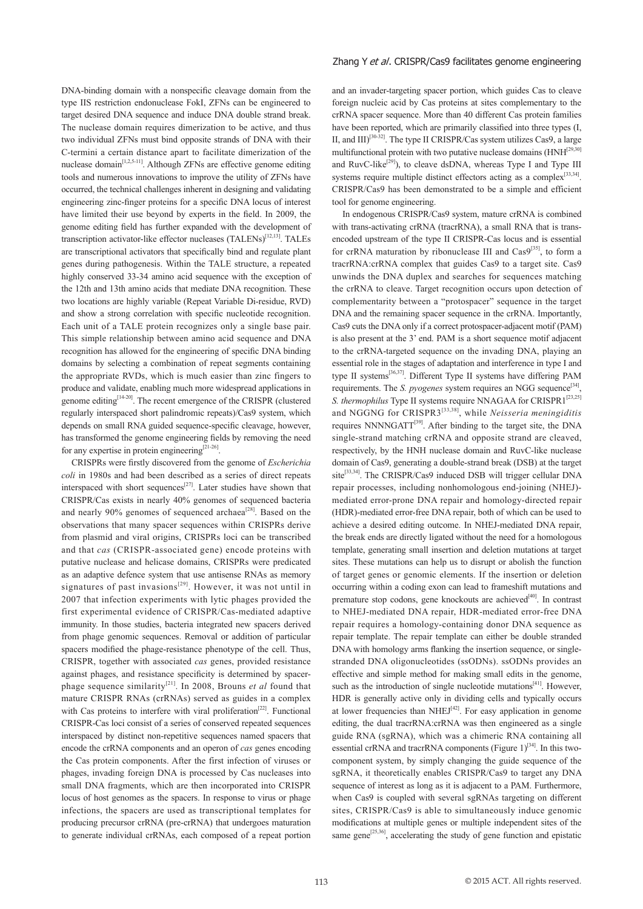DNA-binding domain with a nonspecific cleavage domain from the type IIS restriction endonuclease FokI, ZFNs can be engineered to target desired DNA sequence and induce DNA double strand break. The nuclease domain requires dimerization to be active, and thus two individual ZFNs must bind opposite strands of DNA with their C-termini a certain distance apart to facilitate dimerization of the nuclease domain[1,2,5-11]. Although ZFNs are effective genome editing tools and numerous innovations to improve the utility of ZFNs have occurred, the technical challenges inherent in designing and validating engineering zinc-finger proteins for a specific DNA locus of interest have limited their use beyond by experts in the field. In 2009, the genome editing field has further expanded with the development of transcription activator-like effector nucleases (TALENs)[12,13]. TALEs are transcriptional activators that specifically bind and regulate plant genes during pathogenesis. Within the TALE structure, a repeated highly conserved 33-34 amino acid sequence with the exception of the 12th and 13th amino acids that mediate DNA recognition. These two locations are highly variable (Repeat Variable Di-residue, RVD) and show a strong correlation with specific nucleotide recognition. Each unit of a TALE protein recognizes only a single base pair. This simple relationship between amino acid sequence and DNA recognition has allowed for the engineering of specific DNA binding domains by selecting a combination of repeat segments containing the appropriate RVDs, which is much easier than zinc fingers to produce and validate, enabling much more widespread applications in genome editing[14-20]. The recent emergence of the CRISPR (clustered regularly interspaced short palindromic repeats)/Cas9 system, which depends on small RNA guided sequence-specific cleavage, however, has transformed the genome engineering fields by removing the need for any expertise in protein engineering[21-26].

CRISPRs were firstly discovered from the genome of *Escherichia coli* in 1980s and had been described as a series of direct repeats interspaced with short sequences[27]. Later studies have shown that CRISPR/Cas exists in nearly 40% genomes of sequenced bacteria and nearly 90% genomes of sequenced archaea[28]. Based on the observations that many spacer sequences within CRISPRs derive from plasmid and viral origins, CRISPRs loci can be transcribed and that *cas* (CRISPR-associated gene) encode proteins with putative nuclease and helicase domains, CRISPRs were predicated as an adaptive defence system that use antisense RNAs as memory signatures of past invasions[29]. However, it was not until in 2007 that infection experiments with lytic phages provided the first experimental evidence of CRISPR/Cas-mediated adaptive immunity. In those studies, bacteria integrated new spacers derived from phage genomic sequences. Removal or addition of particular spacers modified the phage-resistance phenotype of the cell. Thus, CRISPR, together with associated *cas* genes, provided resistance against phages, and resistance specificity is determined by spacer-phage sequence similarity[21]. In 2008, Brouns *et al* found that mature CRISPR RNAs (crRNAs) served as guides in a complex with Cas proteins to interfere with viral proliferation[22]. Functional CRISPR-Cas loci consist of a series of conserved repeated sequences interspaced by distinct non-repetitive sequences named spacers that encode the crRNA components and an operon of *cas* genes encoding the Cas protein components. After the first infection of viruses or phages, invading foreign DNA is processed by Cas nucleases into small DNA fragments, which are then incorporated into CRISPR locus of host genomes as the spacers. In response to virus or phage infections, the spacers are used as transcriptional templates for producing precursor crRNA (pre-crRNA) that undergoes maturation to generate individual crRNAs, each composed of a repeat portion and an invader-targeting spacer portion, which guides Cas to cleave foreign nucleic acid by Cas proteins at sites complementary to the crRNA spacer sequence. More than 40 different Cas protein families have been reported, which are primarily classified into three types (I, II, and III)[30-32]. The type II CRISPR/Cas system utilizes Cas9, a large multifunctional protein with two putative nuclease domains (HNH[29,30] and RuvC-like[29]), to cleave dsDNA, whereas Type I and Type III systems require multiple distinct effectors acting as a complex[33,34]. CRISPR/Cas9 has been demonstrated to be a simple and efficient tool for genome engineering.

In endogenous CRISPR/Cas9 system, mature crRNA is combined with trans-activating crRNA (tracrRNA), a small RNA that is trans-encoded upstream of the type II CRISPR-Cas locus and is essential for crRNA maturation by ribonuclease III and Cas9[35], to form a tracrRNA:crRNA complex that guides Cas9 to a target site. Cas9 unwinds the DNA duplex and searches for sequences matching the crRNA to cleave. Target recognition occurs upon detection of complementarity between a "protospacer" sequence in the target DNA and the remaining spacer sequence in the crRNA. Importantly, Cas9 cuts the DNA only if a correct protospacer-adjacent motif (PAM) is also present at the 3' end. PAM is a short sequence motif adjacent to the crRNA-targeted sequence on the invading DNA, playing an essential role in the stages of adaptation and interference in type I and type II systems[36,37]. Different Type II systems have differing PAM requirements. The *S. pyogenes* system requires an NGG sequence[34], *S. thermophilus* Type II systems require NNAGAA for CRISPR1[23,25] and NGGNG for CRISPR3[33,38], while *Neisseria meningiditis* requires NNNNGATT[39]. After binding to the target site, the DNA single-strand matching crRNA and opposite strand are cleaved, respectively, by the HNH nuclease domain and RuvC-like nuclease domain of Cas9, generating a double-strand break (DSB) at the target site[33,34]. The CRISPR/Cas9 induced DSB will trigger cellular DNA repair processes, including nonhomologous end-joining (NHEJ)-mediated error-prone DNA repair and homology-directed repair (HDR)-mediated error-free DNA repair, both of which can be used to achieve a desired editing outcome. In NHEJ-mediated DNA repair, the break ends are directly ligated without the need for a homologous template, generating small insertion and deletion mutations at target sites. These mutations can help us to disrupt or abolish the function of target genes or genomic elements. If the insertion or deletion occurring within a coding exon can lead to frameshift mutations and premature stop codons, gene knockouts are achieved[40]. In contrast to NHEJ-mediated DNA repair, HDR-mediated error-free DNA repair requires a homology-containing donor DNA sequence as repair template. The repair template can either be double stranded DNA with homology arms flanking the insertion sequence, or single-stranded DNA oligonucleotides (ssODNs). ssODNs provides an effective and simple method for making small edits in the genome, such as the introduction of single nucleotide mutations[41]. However, HDR is generally active only in dividing cells and typically occurs at lower frequencies than NHEJ[42]. For easy application in genome editing, the dual tracrRNA:crRNA was then engineered as a single guide RNA (sgRNA), which was a chimeric RNA containing all essential crRNA and tracrRNA components (Figure 1)[34]. In this two-component system, by simply changing the guide sequence of the sgRNA, it theoretically enables CRISPR/Cas9 to target any DNA sequence of interest as long as it is adjacent to a PAM. Furthermore, when Cas9 is coupled with several sgRNAs targeting on different sites, CRISPR/Cas9 is able to simultaneously induce genomic modifications at multiple genes or multiple independent sites of the same gene[25,36], accelerating the study of gene function and epistatic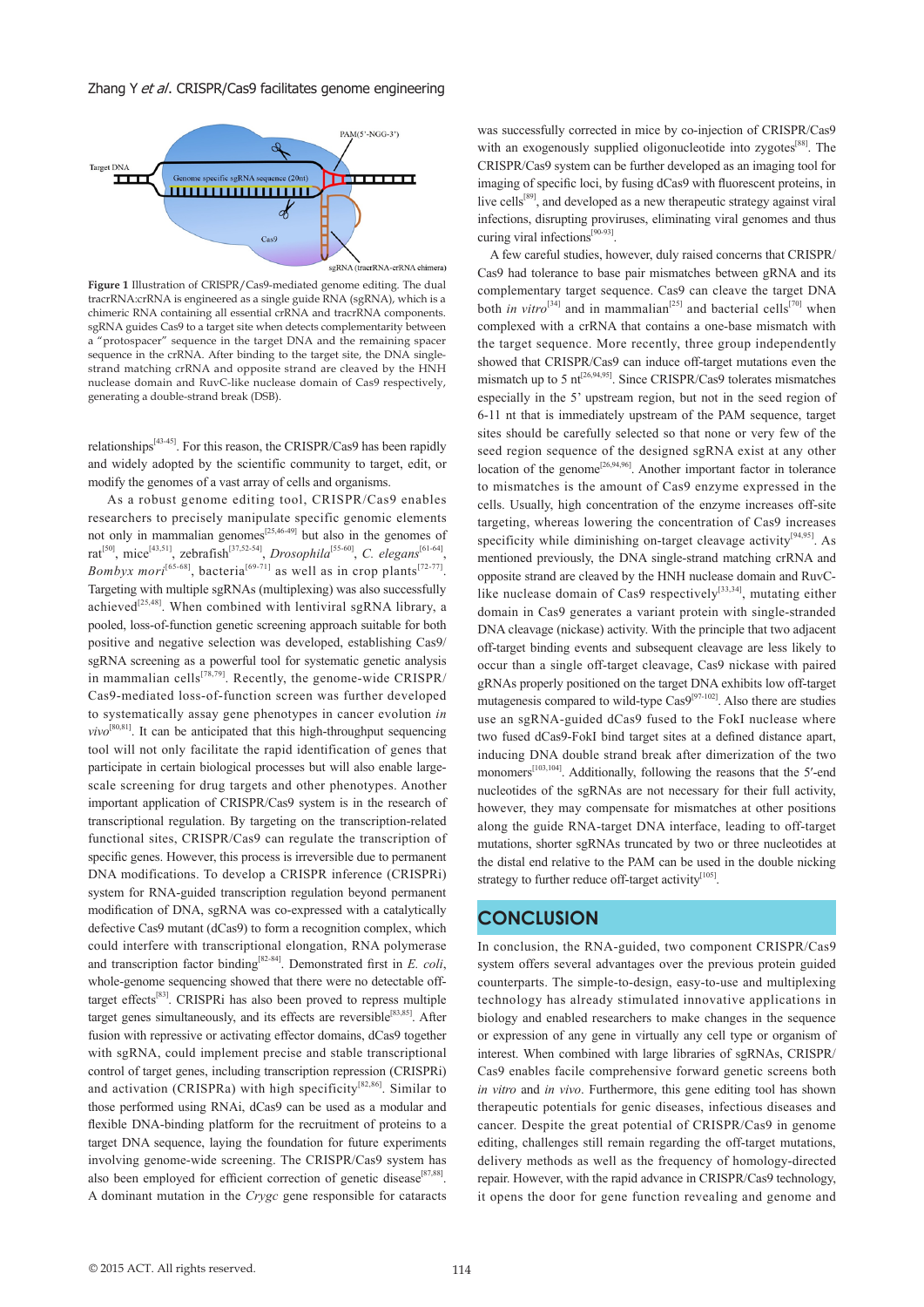Target DNA

PAM(5'-NGG-3')

Genome specific sgRNA sequence (20nt)

Cas9

sgRNA (tracrRNA-crRNA chimera)

**Figure 1** Illustration of CRISPR/Cas9-mediated genome editing. The dual tracrRNA:crRNA is engineered as a single guide RNA (sgRNA), which is a chimeric RNA containing all essential crRNA and tracrRNA components. sgRNA guides Cas9 to a target site when detects complementarity between a "protospacer" sequence in the target DNA and the remaining spacer sequence in the crRNA. After binding to the target site, the DNA single-strand matching crRNA and opposite strand are cleaved by the HNH nuclease domain and RuvC-like nuclease domain of Cas9 respectively, generating a double-strand break (DSB).

relationships[43-45]. For this reason, the CRISPR/Cas9 has been rapidly and widely adopted by the scientific community to target, edit, or modify the genomes of a vast array of cells and organisms.

As a robust genome editing tool, CRISPR/Cas9 enables researchers to precisely manipulate specific genomic elements not only in mammalian genomes[25,46-49] but also in the genomes of rat[50], mice[43,51], zebrafish[37,52-54], *Drosophila*[55-60], *C. elegans*[61-64], *Bombyx mori*[65-68], bacteria[69-71] as well as in crop plants[72-77]. Targeting with multiple sgRNAs (multiplexing) was also successfully achieved[25,48]. When combined with lentiviral sgRNA library, a pooled, loss-of-function genetic screening approach suitable for both positive and negative selection was developed, establishing Cas9/sgRNA screening as a powerful tool for systematic genetic analysis in mammalian cells[78,79]. Recently, the genome-wide CRISPR/Cas9-mediated loss-of-function screen was further developed to systematically assay gene phenotypes in cancer evolution *in vivo*[80,81]. It can be anticipated that this high-throughput sequencing tool will not only facilitate the rapid identification of genes that participate in certain biological processes but will also enable large-scale screening for drug targets and other phenotypes. Another important application of CRISPR/Cas9 system is in the research of transcriptional regulation. By targeting on the transcription-related functional sites, CRISPR/Cas9 can regulate the transcription of specific genes. However, this process is irreversible due to permanent DNA modifications. To develop a CRISPR inference (CRISPRi) system for RNA-guided transcription regulation beyond permanent modification of DNA, sgRNA was co-expressed with a catalytically defective Cas9 mutant (dCas9) to form a recognition complex, which could interfere with transcriptional elongation, RNA polymerase and transcription factor binding[82-84]. Demonstrated first in *E. coli*, whole-genome sequencing showed that there were no detectable off-target effects[83]. CRISPRi has also been proved to repress multiple target genes simultaneously, and its effects are reversible[83,85]. After fusion with repressive or activating effector domains, dCas9 together with sgRNA, could implement precise and stable transcriptional control of target genes, including transcription repression (CRISPRi) and activation (CRISPRa) with high specificity[82,86]. Similar to those performed using RNAi, dCas9 can be used as a modular and flexible DNA-binding platform for the recruitment of proteins to a target DNA sequence, laying the foundation for future experiments involving genome-wide screening. The CRISPR/Cas9 system has also been employed for efficient correction of genetic disease[87,88]. A dominant mutation in the *Crygc* gene responsible for cataracts was successfully corrected in mice by co-injection of CRISPR/Cas9 with an exogenously supplied oligonucleotide into zygotes[88]. The CRISPR/Cas9 system can be further developed as an imaging tool for imaging of specific loci, by fusing dCas9 with fluorescent proteins, in live cells[89], and developed as a new therapeutic strategy against viral infections, disrupting proviruses, eliminating viral genomes and thus curing viral infections[90-93].

A few careful studies, however, duly raised concerns that CRISPR/Cas9 had tolerance to base pair mismatches between gRNA and its complementary target sequence. Cas9 can cleave the target DNA both *in vitro*[34] and in mammalian[25] and bacterial cells[70] when complexed with a crRNA that contains a one-base mismatch with the target sequence. More recently, three group independently showed that CRISPR/Cas9 can induce off-target mutations even the mismatch up to 5 nt[26,94,95]. Since CRISPR/Cas9 tolerates mismatches especially in the 5' upstream region, but not in the seed region of 6-11 nt that is immediately upstream of the PAM sequence, target sites should be carefully selected so that none or very few of the seed region sequence of the designed sgRNA exist at any other location of the genome[26,94,96]. Another important factor in tolerance to mismatches is the amount of Cas9 enzyme expressed in the cells. Usually, high concentration of the enzyme increases off-site targeting, whereas lowering the concentration of Cas9 increases specificity while diminishing on-target cleavage activity[94,95]. As mentioned previously, the DNA single-strand matching crRNA and opposite strand are cleaved by the HNH nuclease domain and RuvC-like nuclease domain of Cas9 respectively[33,34], mutating either domain in Cas9 generates a variant protein with single-stranded DNA cleavage (nickase) activity. With the principle that two adjacent off-target binding events and subsequent cleavage are less likely to occur than a single off-target cleavage, Cas9 nickase with paired gRNAs properly positioned on the target DNA exhibits low off-target mutagenesis compared to wild-type Cas9[97-102]. Also there are studies use an sgRNA-guided dCas9 fused to the FokI nuclease where two fused dCas9-FokI bind target sites at a defined distance apart, inducing DNA double strand break after dimerization of the two monomers[103,104]. Additionally, following the reasons that the 5′-end nucleotides of the sgRNAs are not necessary for their full activity, however, they may compensate for mismatches at other positions along the guide RNA-target DNA interface, leading to off-target mutations, shorter sgRNAs truncated by two or three nucleotides at the distal end relative to the PAM can be used in the double nicking strategy to further reduce off-target activity[105].

## CONCLUSION

In conclusion, the RNA-guided, two component CRISPR/Cas9 system offers several advantages over the previous protein guided counterparts. The simple-to-design, easy-to-use and multiplexing technology has already stimulated innovative applications in biology and enabled researchers to make changes in the sequence or expression of any gene in virtually any cell type or organism of interest. When combined with large libraries of sgRNAs, CRISPR/Cas9 enables facile comprehensive forward genetic screens both *in vitro* and *in vivo*. Furthermore, this gene editing tool has shown therapeutic potentials for genic diseases, infectious diseases and cancer. Despite the great potential of CRISPR/Cas9 in genome editing, challenges still remain regarding the off-target mutations, delivery methods as well as the frequency of homology-directed repair. However, with the rapid advance in CRISPR/Cas9 technology, it opens the door for gene function revealing and genome and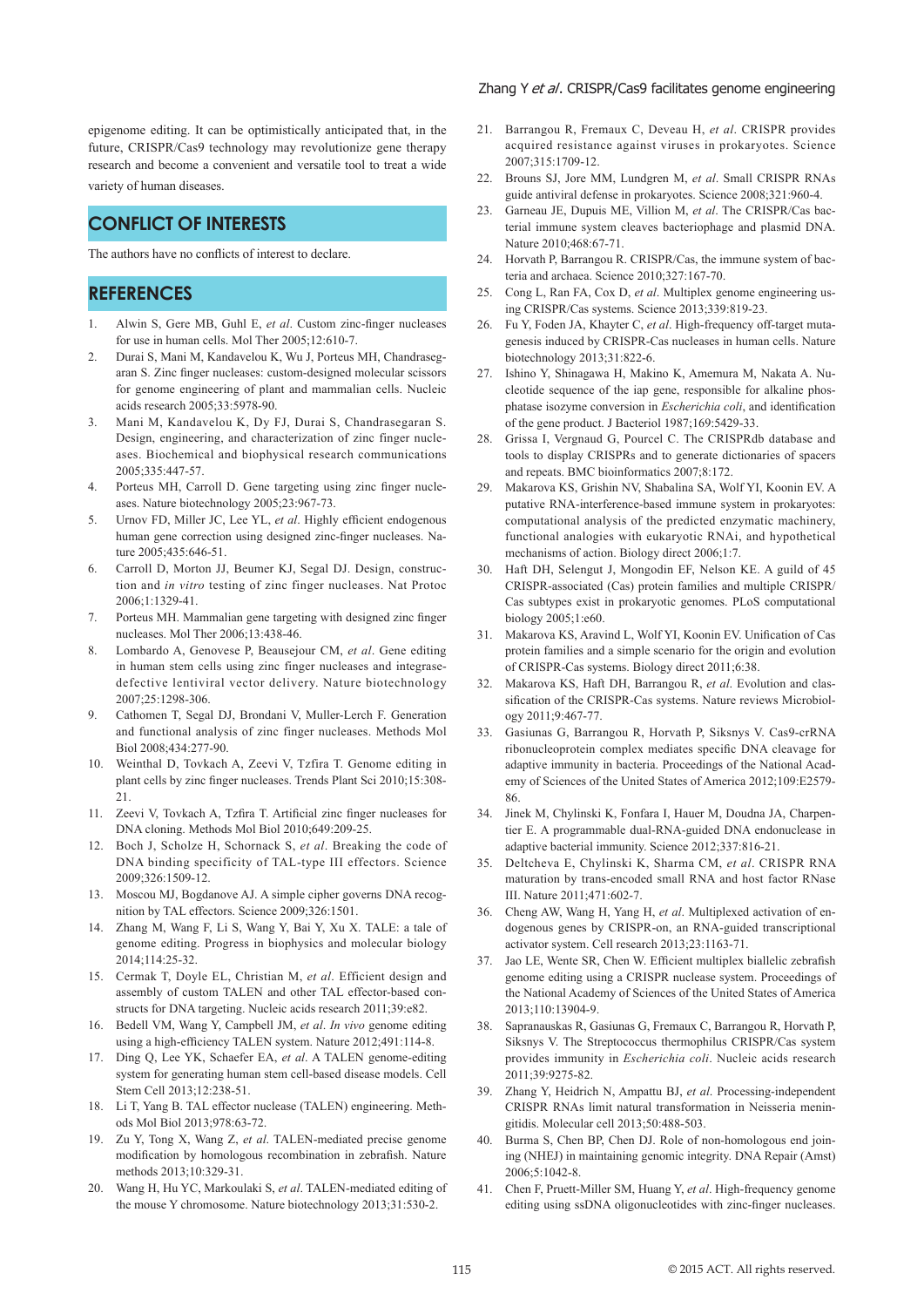epigenome editing. It can be optimistically anticipated that, in the future, CRISPR/Cas9 technology may revolutionize gene therapy research and become a convenient and versatile tool to treat a wide variety of human diseases.

## CONFLICT OF INTERESTS

The authors have no conflicts of interest to declare.

## REFERENCES

1. Alwin S, Gere MB, Guhl E, *et al*. Custom zinc-finger nucleases for use in human cells. Mol Ther 2005;12:610-7.
2. Durai S, Mani M, Kandavelou K, Wu J, Porteus MH, Chandrasegaran S. Zinc finger nucleases: custom-designed molecular scissors for genome engineering of plant and mammalian cells. Nucleic acids research 2005;33:5978-90.
3. Mani M, Kandavelou K, Dy FJ, Durai S, Chandrasegaran S. Design, engineering, and characterization of zinc finger nucleases. Biochemical and biophysical research communications 2005;335:447-57.
4. Porteus MH, Carroll D. Gene targeting using zinc finger nucleases. Nature biotechnology 2005;23:967-73.
5. Urnov FD, Miller JC, Lee YL, *et al*. Highly efficient endogenous human gene correction using designed zinc-finger nucleases. Nature 2005;435:646-51.
6. Carroll D, Morton JJ, Beumer KJ, Segal DJ. Design, construction and *in vitro* testing of zinc finger nucleases. Nat Protoc 2006;1:1329-41.
7. Porteus MH. Mammalian gene targeting with designed zinc finger nucleases. Mol Ther 2006;13:438-46.
8. Lombardo A, Genovese P, Beausejour CM, *et al*. Gene editing in human stem cells using zinc finger nucleases and integrase-defective lentiviral vector delivery. Nature biotechnology 2007;25:1298-306.
9. Cathomen T, Segal DJ, Brondani V, Muller-Lerch F. Generation and functional analysis of zinc finger nucleases. Methods Mol Biol 2008;434:277-90.
10. Weinthal D, Tovkach A, Zeevi V, Tzfira T. Genome editing in plant cells by zinc finger nucleases. Trends Plant Sci 2010;15:308-21.
11. Zeevi V, Tovkach A, Tzfira T. Artificial zinc finger nucleases for DNA cloning. Methods Mol Biol 2010;649:209-25.
12. Boch J, Scholze H, Schornack S, *et al*. Breaking the code of DNA binding specificity of TAL-type III effectors. Science 2009;326:1509-12.
13. Moscou MJ, Bogdanove AJ. A simple cipher governs DNA recognition by TAL effectors. Science 2009;326:1501.
14. Zhang M, Wang F, Li S, Wang Y, Bai Y, Xu X. TALE: a tale of genome editing. Progress in biophysics and molecular biology 2014;114:25-32.
15. Cermak T, Doyle EL, Christian M, *et al*. Efficient design and assembly of custom TALEN and other TAL effector-based constructs for DNA targeting. Nucleic acids research 2011;39:e82.
16. Bedell VM, Wang Y, Campbell JM, *et al*. *In vivo* genome editing using a high-efficiency TALEN system. Nature 2012;491:114-8.
17. Ding Q, Lee YK, Schaefer EA, *et al*. A TALEN genome-editing system for generating human stem cell-based disease models. Cell Stem Cell 2013;12:238-51.
18. Li T, Yang B. TAL effector nuclease (TALEN) engineering. Methods Mol Biol 2013;978:63-72.
19. Zu Y, Tong X, Wang Z, *et al*. TALEN-mediated precise genome modification by homologous recombination in zebrafish. Nature methods 2013;10:329-31.
20. Wang H, Hu YC, Markoulaki S, *et al*. TALEN-mediated editing of the mouse Y chromosome. Nature biotechnology 2013;31:530-2.
21. Barrangou R, Fremaux C, Deveau H, *et al*. CRISPR provides acquired resistance against viruses in prokaryotes. Science 2007;315:1709-12.
22. Brouns SJ, Jore MM, Lundgren M, *et al*. Small CRISPR RNAs guide antiviral defense in prokaryotes. Science 2008;321:960-4.
23. Garneau JE, Dupuis ME, Villion M, *et al*. The CRISPR/Cas bacterial immune system cleaves bacteriophage and plasmid DNA. Nature 2010;468:67-71.
24. Horvath P, Barrangou R. CRISPR/Cas, the immune system of bacteria and archaea. Science 2010;327:167-70.
25. Cong L, Ran FA, Cox D, *et al*. Multiplex genome engineering using CRISPR/Cas systems. Science 2013;339:819-23.
26. Fu Y, Foden JA, Khayter C, *et al*. High-frequency off-target mutagenesis induced by CRISPR-Cas nucleases in human cells. Nature biotechnology 2013;31:822-6.
27. Ishino Y, Shinagawa H, Makino K, Amemura M, Nakata A. Nucleotide sequence of the iap gene, responsible for alkaline phosphatase isozyme conversion in *Escherichia coli*, and identification of the gene product. J Bacteriol 1987;169:5429-33.
28. Grissa I, Vergnaud G, Pourcel C. The CRISPRdb database and tools to display CRISPRs and to generate dictionaries of spacers and repeats. BMC bioinformatics 2007;8:172.
29. Makarova KS, Grishin NV, Shabalina SA, Wolf YI, Koonin EV. A putative RNA-interference-based immune system in prokaryotes: computational analysis of the predicted enzymatic machinery, functional analogies with eukaryotic RNAi, and hypothetical mechanisms of action. Biology direct 2006;1:7.
30. Haft DH, Selengut J, Mongodin EF, Nelson KE. A guild of 45 CRISPR-associated (Cas) protein families and multiple CRISPR/Cas subtypes exist in prokaryotic genomes. PLoS computational biology 2005;1:e60.
31. Makarova KS, Aravind L, Wolf YI, Koonin EV. Unification of Cas protein families and a simple scenario for the origin and evolution of CRISPR-Cas systems. Biology direct 2011;6:38.
32. Makarova KS, Haft DH, Barrangou R, *et al*. Evolution and classification of the CRISPR-Cas systems. Nature reviews Microbiology 2011;9:467-77.
33. Gasiunas G, Barrangou R, Horvath P, Siksnys V. Cas9-crRNA ribonucleoprotein complex mediates specific DNA cleavage for adaptive immunity in bacteria. Proceedings of the National Academy of Sciences of the United States of America 2012;109:E2579-86.
34. Jinek M, Chylinski K, Fonfara I, Hauer M, Doudna JA, Charpentier E. A programmable dual-RNA-guided DNA endonuclease in adaptive bacterial immunity. Science 2012;337:816-21.
35. Deltcheva E, Chylinski K, Sharma CM, *et al*. CRISPR RNA maturation by trans-encoded small RNA and host factor RNase III. Nature 2011;471:602-7.
36. Cheng AW, Wang H, Yang H, *et al*. Multiplexed activation of endogenous genes by CRISPR-on, an RNA-guided transcriptional activator system. Cell research 2013;23:1163-71.
37. Jao LE, Wente SR, Chen W. Efficient multiplex biallelic zebrafish genome editing using a CRISPR nuclease system. Proceedings of the National Academy of Sciences of the United States of America 2013;110:13904-9.
38. Sapranauskas R, Gasiunas G, Fremaux C, Barrangou R, Horvath P, Siksnys V. The Streptococcus thermophilus CRISPR/Cas system provides immunity in *Escherichia coli*. Nucleic acids research 2011;39:9275-82.
39. Zhang Y, Heidrich N, Ampattu BJ, *et al*. Processing-independent CRISPR RNAs limit natural transformation in Neisseria meningitidis. Molecular cell 2013;50:488-503.
40. Burma S, Chen BP, Chen DJ. Role of non-homologous end joining (NHEJ) in maintaining genomic integrity. DNA Repair (Amst) 2006;5:1042-8.
41. Chen F, Pruett-Miller SM, Huang Y, *et al*. High-frequency genome editing using ssDNA oligonucleotides with zinc-finger nucleases.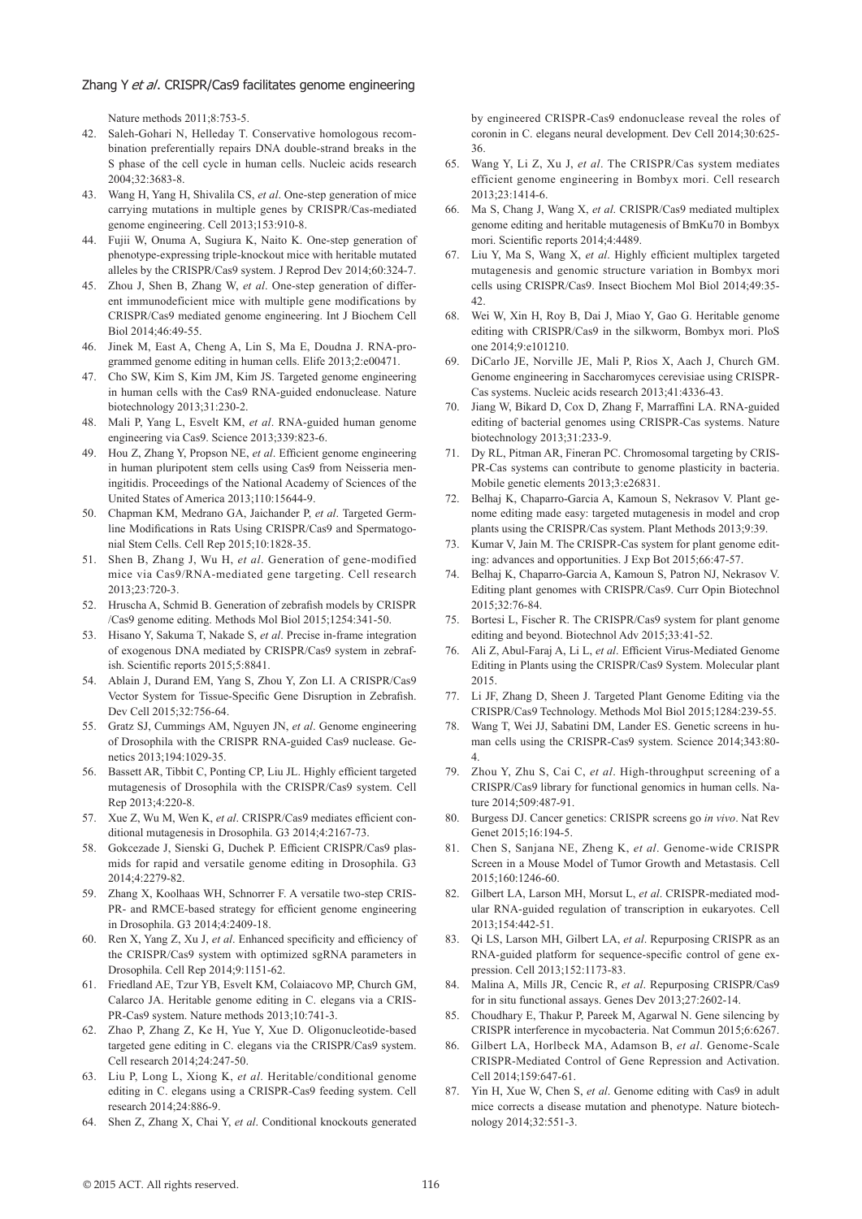Nature methods 2011;8:753-5.

42. Saleh-Gohari N, Helleday T. Conservative homologous recombination preferentially repairs DNA double-strand breaks in the S phase of the cell cycle in human cells. Nucleic acids research 2004;32:3683-8.
43. Wang H, Yang H, Shivalila CS, *et al*. One-step generation of mice carrying mutations in multiple genes by CRISPR/Cas-mediated genome engineering. Cell 2013;153:910-8.
44. Fujii W, Onuma A, Sugiura K, Naito K. One-step generation of phenotype-expressing triple-knockout mice with heritable mutated alleles by the CRISPR/Cas9 system. J Reprod Dev 2014;60:324-7.
45. Zhou J, Shen B, Zhang W, *et al*. One-step generation of different immunodeficient mice with multiple gene modifications by CRISPR/Cas9 mediated genome engineering. Int J Biochem Cell Biol 2014;46:49-55.
46. Jinek M, East A, Cheng A, Lin S, Ma E, Doudna J. RNA-programmed genome editing in human cells. Elife 2013;2:e00471.
47. Cho SW, Kim S, Kim JM, Kim JS. Targeted genome engineering in human cells with the Cas9 RNA-guided endonuclease. Nature biotechnology 2013;31:230-2.
48. Mali P, Yang L, Esvelt KM, *et al*. RNA-guided human genome engineering via Cas9. Science 2013;339:823-6.
49. Hou Z, Zhang Y, Propson NE, *et al*. Efficient genome engineering in human pluripotent stem cells using Cas9 from Neisseria meningitidis. Proceedings of the National Academy of Sciences of the United States of America 2013;110:15644-9.
50. Chapman KM, Medrano GA, Jaichander P, *et al*. Targeted Germline Modifications in Rats Using CRISPR/Cas9 and Spermatogonial Stem Cells. Cell Rep 2015;10:1828-35.
51. Shen B, Zhang J, Wu H, *et al*. Generation of gene-modified mice via Cas9/RNA-mediated gene targeting. Cell research 2013;23:720-3.
52. Hruscha A, Schmid B. Generation of zebrafish models by CRISPR /Cas9 genome editing. Methods Mol Biol 2015;1254:341-50.
53. Hisano Y, Sakuma T, Nakade S, *et al*. Precise in-frame integration of exogenous DNA mediated by CRISPR/Cas9 system in zebrafish. Scientific reports 2015;5:8841.
54. Ablain J, Durand EM, Yang S, Zhou Y, Zon LI. A CRISPR/Cas9 Vector System for Tissue-Specific Gene Disruption in Zebrafish. Dev Cell 2015;32:756-64.
55. Gratz SJ, Cummings AM, Nguyen JN, *et al*. Genome engineering of Drosophila with the CRISPR RNA-guided Cas9 nuclease. Genetics 2013;194:1029-35.
56. Bassett AR, Tibbit C, Ponting CP, Liu JL. Highly efficient targeted mutagenesis of Drosophila with the CRISPR/Cas9 system. Cell Rep 2013;4:220-8.
57. Xue Z, Wu M, Wen K, *et al*. CRISPR/Cas9 mediates efficient conditional mutagenesis in Drosophila. G3 2014;4:2167-73.
58. Gokcezade J, Sienski G, Duchek P. Efficient CRISPR/Cas9 plasmids for rapid and versatile genome editing in Drosophila. G3 2014;4:2279-82.
59. Zhang X, Koolhaas WH, Schnorrer F. A versatile two-step CRISPR- and RMCE-based strategy for efficient genome engineering in Drosophila. G3 2014;4:2409-18.
60. Ren X, Yang Z, Xu J, *et al*. Enhanced specificity and efficiency of the CRISPR/Cas9 system with optimized sgRNA parameters in Drosophila. Cell Rep 2014;9:1151-62.
61. Friedland AE, Tzur YB, Esvelt KM, Colaiacovo MP, Church GM, Calarco JA. Heritable genome editing in C. elegans via a CRISPR-Cas9 system. Nature methods 2013;10:741-3.
62. Zhao P, Zhang Z, Ke H, Yue Y, Xue D. Oligonucleotide-based targeted gene editing in C. elegans via the CRISPR/Cas9 system. Cell research 2014;24:247-50.
63. Liu P, Long L, Xiong K, *et al*. Heritable/conditional genome editing in C. elegans using a CRISPR-Cas9 feeding system. Cell research 2014;24:886-9.
64. Shen Z, Zhang X, Chai Y, *et al*. Conditional knockouts generated by engineered CRISPR-Cas9 endonuclease reveal the roles of coronin in C. elegans neural development. Dev Cell 2014;30:625-36.
65. Wang Y, Li Z, Xu J, *et al*. The CRISPR/Cas system mediates efficient genome engineering in Bombyx mori. Cell research 2013;23:1414-6.
66. Ma S, Chang J, Wang X, *et al*. CRISPR/Cas9 mediated multiplex genome editing and heritable mutagenesis of BmKu70 in Bombyx mori. Scientific reports 2014;4:4489.
67. Liu Y, Ma S, Wang X, *et al*. Highly efficient multiplex targeted mutagenesis and genomic structure variation in Bombyx mori cells using CRISPR/Cas9. Insect Biochem Mol Biol 2014;49:35-42.
68. Wei W, Xin H, Roy B, Dai J, Miao Y, Gao G. Heritable genome editing with CRISPR/Cas9 in the silkworm, Bombyx mori. PloS one 2014;9:e101210.
69. DiCarlo JE, Norville JE, Mali P, Rios X, Aach J, Church GM. Genome engineering in Saccharomyces cerevisiae using CRISPR-Cas systems. Nucleic acids research 2013;41:4336-43.
70. Jiang W, Bikard D, Cox D, Zhang F, Marraffini LA. RNA-guided editing of bacterial genomes using CRISPR-Cas systems. Nature biotechnology 2013;31:233-9.
71. Dy RL, Pitman AR, Fineran PC. Chromosomal targeting by CRISPR-Cas systems can contribute to genome plasticity in bacteria. Mobile genetic elements 2013;3:e26831.
72. Belhaj K, Chaparro-Garcia A, Kamoun S, Nekrasov V. Plant genome editing made easy: targeted mutagenesis in model and crop plants using the CRISPR/Cas system. Plant Methods 2013;9:39.
73. Kumar V, Jain M. The CRISPR-Cas system for plant genome editing: advances and opportunities. J Exp Bot 2015;66:47-57.
74. Belhaj K, Chaparro-Garcia A, Kamoun S, Patron NJ, Nekrasov V. Editing plant genomes with CRISPR/Cas9. Curr Opin Biotechnol 2015;32:76-84.
75. Bortesi L, Fischer R. The CRISPR/Cas9 system for plant genome editing and beyond. Biotechnol Adv 2015;33:41-52.
76. Ali Z, Abul-Faraj A, Li L, *et al*. Efficient Virus-Mediated Genome Editing in Plants using the CRISPR/Cas9 System. Molecular plant 2015.
77. Li JF, Zhang D, Sheen J. Targeted Plant Genome Editing via the CRISPR/Cas9 Technology. Methods Mol Biol 2015;1284:239-55.
78. Wang T, Wei JJ, Sabatini DM, Lander ES. Genetic screens in human cells using the CRISPR-Cas9 system. Science 2014;343:80-4.
79. Zhou Y, Zhu S, Cai C, *et al*. High-throughput screening of a CRISPR/Cas9 library for functional genomics in human cells. Nature 2014;509:487-91.
80. Burgess DJ. Cancer genetics: CRISPR screens go *in vivo*. Nat Rev Genet 2015;16:194-5.
81. Chen S, Sanjana NE, Zheng K, *et al*. Genome-wide CRISPR Screen in a Mouse Model of Tumor Growth and Metastasis. Cell 2015;160:1246-60.
82. Gilbert LA, Larson MH, Morsut L, *et al*. CRISPR-mediated modular RNA-guided regulation of transcription in eukaryotes. Cell 2013;154:442-51.
83. Qi LS, Larson MH, Gilbert LA, *et al*. Repurposing CRISPR as an RNA-guided platform for sequence-specific control of gene expression. Cell 2013;152:1173-83.
84. Malina A, Mills JR, Cencic R, *et al*. Repurposing CRISPR/Cas9 for in situ functional assays. Genes Dev 2013;27:2602-14.
85. Choudhary E, Thakur P, Pareek M, Agarwal N. Gene silencing by CRISPR interference in mycobacteria. Nat Commun 2015;6:6267.
86. Gilbert LA, Horlbeck MA, Adamson B, *et al*. Genome-Scale CRISPR-Mediated Control of Gene Repression and Activation. Cell 2014;159:647-61.
87. Yin H, Xue W, Chen S, *et al*. Genome editing with Cas9 in adult mice corrects a disease mutation and phenotype. Nature biotechnology 2014;32:551-3.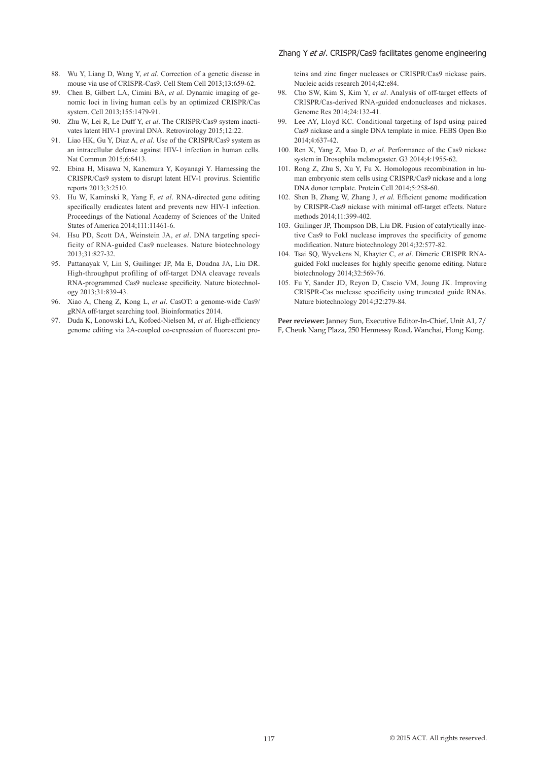88. Wu Y, Liang D, Wang Y, *et al*. Correction of a genetic disease in mouse via use of CRISPR-Cas9. Cell Stem Cell 2013;13:659-62.
89. Chen B, Gilbert LA, Cimini BA, *et al*. Dynamic imaging of genomic loci in living human cells by an optimized CRISPR/Cas system. Cell 2013;155:1479-91.
90. Zhu W, Lei R, Le Duff Y, *et al*. The CRISPR/Cas9 system inactivates latent HIV-1 proviral DNA. Retrovirology 2015;12:22.
91. Liao HK, Gu Y, Diaz A, *et al*. Use of the CRISPR/Cas9 system as an intracellular defense against HIV-1 infection in human cells. Nat Commun 2015;6:6413.
92. Ebina H, Misawa N, Kanemura Y, Koyanagi Y. Harnessing the CRISPR/Cas9 system to disrupt latent HIV-1 provirus. Scientific reports 2013;3:2510.
93. Hu W, Kaminski R, Yang F, *et al*. RNA-directed gene editing specifically eradicates latent and prevents new HIV-1 infection. Proceedings of the National Academy of Sciences of the United States of America 2014;111:11461-6.
94. Hsu PD, Scott DA, Weinstein JA, *et al*. DNA targeting specificity of RNA-guided Cas9 nucleases. Nature biotechnology 2013;31:827-32.
95. Pattanayak V, Lin S, Guilinger JP, Ma E, Doudna JA, Liu DR. High-throughput profiling of off-target DNA cleavage reveals RNA-programmed Cas9 nuclease specificity. Nature biotechnology 2013;31:839-43.
96. Xiao A, Cheng Z, Kong L, *et al*. CasOT: a genome-wide Cas9/gRNA off-target searching tool. Bioinformatics 2014.
97. Duda K, Lonowski LA, Kofoed-Nielsen M, *et al*. High-efficiency genome editing via 2A-coupled co-expression of fluorescent proteins and zinc finger nucleases or CRISPR/Cas9 nickase pairs. Nucleic acids research 2014;42:e84.
98. Cho SW, Kim S, Kim Y, *et al*. Analysis of off-target effects of CRISPR/Cas-derived RNA-guided endonucleases and nickases. Genome Res 2014;24:132-41.
99. Lee AY, Lloyd KC. Conditional targeting of Ispd using paired Cas9 nickase and a single DNA template in mice. FEBS Open Bio 2014;4:637-42.
100. Ren X, Yang Z, Mao D, *et al*. Performance of the Cas9 nickase system in Drosophila melanogaster. G3 2014;4:1955-62.
101. Rong Z, Zhu S, Xu Y, Fu X. Homologous recombination in human embryonic stem cells using CRISPR/Cas9 nickase and a long DNA donor template. Protein Cell 2014;5:258-60.
102. Shen B, Zhang W, Zhang J, *et al*. Efficient genome modification by CRISPR-Cas9 nickase with minimal off-target effects. Nature methods 2014;11:399-402.
103. Guilinger JP, Thompson DB, Liu DR. Fusion of catalytically inactive Cas9 to FokI nuclease improves the specificity of genome modification. Nature biotechnology 2014;32:577-82.
104. Tsai SQ, Wyvekens N, Khayter C, *et al*. Dimeric CRISPR RNA-guided FokI nucleases for highly specific genome editing. Nature biotechnology 2014;32:569-76.
105. Fu Y, Sander JD, Reyon D, Cascio VM, Joung JK. Improving CRISPR-Cas nuclease specificity using truncated guide RNAs. Nature biotechnology 2014;32:279-84.

**Peer reviewer:** Janney Sun, Executive Editor-In-Chief, Unit A1, 7/F, Cheuk Nang Plaza, 250 Hennessy Road, Wanchai, Hong Kong.